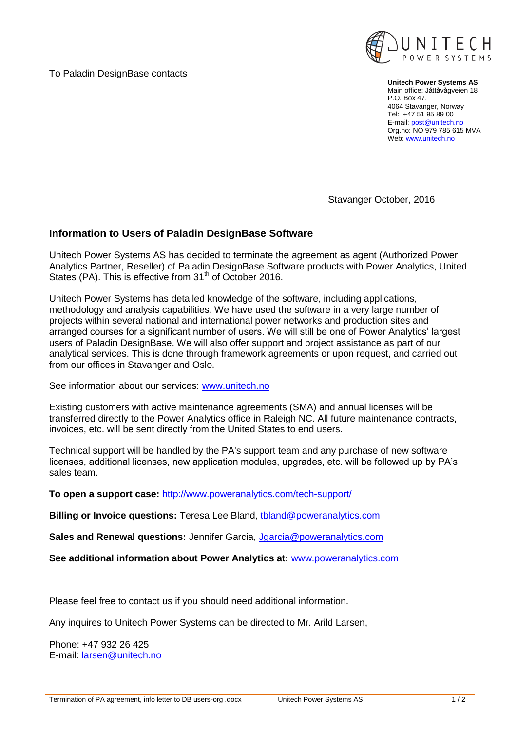To Paladin DesignBase contacts

UNITECH
POWER SYSTEMS

**Unitech Power Systems AS**
Main office: Jåttåvågveien 18
P.O. Box 47.
4064 Stavanger, Norway
Tel: +47 51 95 89 00
E-mail: post@unitech.no
Org.no: NO 979 785 615 MVA
Web: www.unitech.no

Stavanger October, 2016

## Information to Users of Paladin DesignBase Software

Unitech Power Systems AS has decided to terminate the agreement as agent (Authorized Power Analytics Partner, Reseller) of Paladin DesignBase Software products with Power Analytics, United States (PA). This is effective from 31th of October 2016.

Unitech Power Systems has detailed knowledge of the software, including applications, methodology and analysis capabilities. We have used the software in a very large number of projects within several national and international power networks and production sites and arranged courses for a significant number of users. We will still be one of Power Analytics' largest users of Paladin DesignBase. We will also offer support and project assistance as part of our analytical services. This is done through framework agreements or upon request, and carried out from our offices in Stavanger and Oslo.

See information about our services: www.unitech.no

Existing customers with active maintenance agreements (SMA) and annual licenses will be transferred directly to the Power Analytics office in Raleigh NC. All future maintenance contracts, invoices, etc. will be sent directly from the United States to end users.

Technical support will be handled by the PA's support team and any purchase of new software licenses, additional licenses, new application modules, upgrades, etc. will be followed up by PA's sales team.

**To open a support case:** http://www.poweranalytics.com/tech-support/

**Billing or Invoice questions:** Teresa Lee Bland, tbland@poweranalytics.com

**Sales and Renewal questions:** Jennifer Garcia, Jgarcia@poweranalytics.com

**See additional information about Power Analytics at:** www.poweranalytics.com

Please feel free to contact us if you should need additional information.

Any inquires to Unitech Power Systems can be directed to Mr. Arild Larsen,

Phone: +47 932 26 425
E-mail: larsen@unitech.no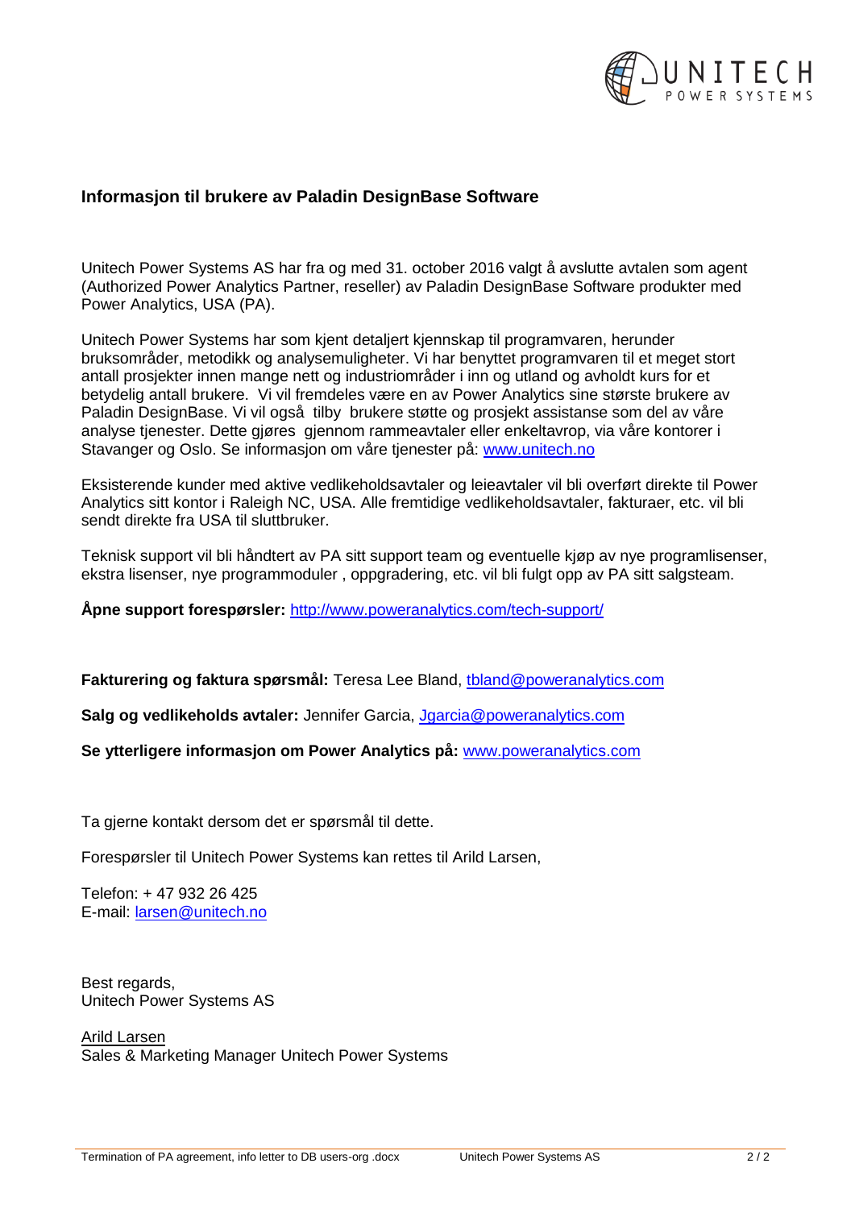## Informasjon til brukere av Paladin DesignBase Software

Unitech Power Systems AS har fra og med 31. october 2016 valgt å avslutte avtalen som agent (Authorized Power Analytics Partner, reseller) av Paladin DesignBase Software produkter med Power Analytics, USA (PA).

Unitech Power Systems har som kjent detaljert kjennskap til programvaren, herunder bruksområder, metodikk og analysemuligheter. Vi har benyttet programvaren til et meget stort antall prosjekter innen mange nett og industriområder i inn og utland og avholdt kurs for et betydelig antall brukere. Vi vil fremdeles være en av Power Analytics sine største brukere av Paladin DesignBase. Vi vil også tilby brukere støtte og prosjekt assistanse som del av våre analyse tjenester. Dette gjøres gjennom rammeavtaler eller enkeltavrop, via våre kontorer i Stavanger og Oslo. Se informasjon om våre tjenester på: www.unitech.no

Eksisterende kunder med aktive vedlikeholdsavtaler og leieavtaler vil bli overført direkte til Power Analytics sitt kontor i Raleigh NC, USA. Alle fremtidige vedlikeholdsavtaler, fakturaer, etc. vil bli sendt direkte fra USA til sluttbruker.

Teknisk support vil bli håndtert av PA sitt support team og eventuelle kjøp av nye programlisenser, ekstra lisenser, nye programmoduler , oppgradering, etc. vil bli fulgt opp av PA sitt salgsteam.

**Åpne support forespørsler:** http://www.poweranalytics.com/tech-support/

**Fakturering og faktura spørsmål:** Teresa Lee Bland, tbland@poweranalytics.com

**Salg og vedlikeholds avtaler:** Jennifer Garcia, Jgarcia@poweranalytics.com

**Se ytterligere informasjon om Power Analytics på:** www.poweranalytics.com

Ta gjerne kontakt dersom det er spørsmål til dette.

Forespørsler til Unitech Power Systems kan rettes til Arild Larsen,

Telefon: + 47 932 26 425
E-mail: larsen@unitech.no

Best regards,
Unitech Power Systems AS

Arild Larsen
Sales & Marketing Manager Unitech Power Systems